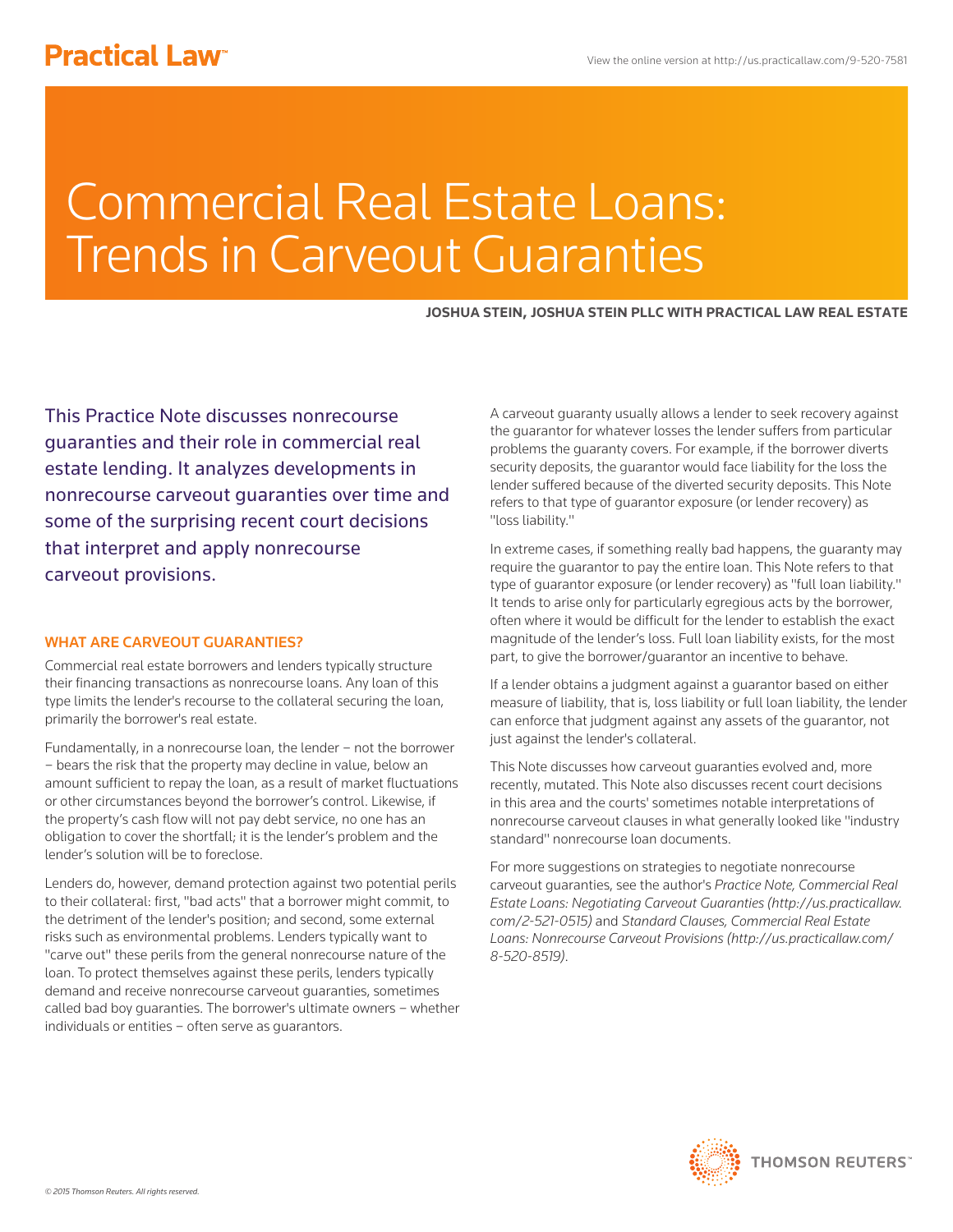# Commercial Real Estate Loans: Trends in Carveout Guaranties

**JOSHUA STEIN, JOSHUA STEIN PLLC WITH PRACTICAL LAW REAL ESTATE**

This Practice Note discusses nonrecourse guaranties and their role in commercial real estate lending. It analyzes developments in nonrecourse carveout guaranties over time and some of the surprising recent court decisions that interpret and apply nonrecourse carveout provisions.

## WHAT ARE CARVEOUT GUARANTIES?

Commercial real estate borrowers and lenders typically structure their financing transactions as nonrecourse loans. Any loan of this type limits the lender's recourse to the collateral securing the loan, primarily the borrower's real estate.

Fundamentally, in a nonrecourse loan, the lender – not the borrower – bears the risk that the property may decline in value, below an amount sufficient to repay the loan, as a result of market fluctuations or other circumstances beyond the borrower's control. Likewise, if the property's cash flow will not pay debt service, no one has an obligation to cover the shortfall; it is the lender's problem and the lender's solution will be to foreclose.

Lenders do, however, demand protection against two potential perils to their collateral: first, "bad acts" that a borrower might commit, to the detriment of the lender's position; and second, some external risks such as environmental problems. Lenders typically want to "carve out" these perils from the general nonrecourse nature of the loan. To protect themselves against these perils, lenders typically demand and receive nonrecourse carveout guaranties, sometimes called bad boy guaranties. The borrower's ultimate owners – whether individuals or entities – often serve as guarantors.

A carveout guaranty usually allows a lender to seek recovery against the guarantor for whatever losses the lender suffers from particular problems the guaranty covers. For example, if the borrower diverts security deposits, the guarantor would face liability for the loss the lender suffered because of the diverted security deposits. This Note refers to that type of guarantor exposure (or lender recovery) as "loss liability."

In extreme cases, if something really bad happens, the guaranty may require the guarantor to pay the entire loan. This Note refers to that type of guarantor exposure (or lender recovery) as "full loan liability." It tends to arise only for particularly egregious acts by the borrower, often where it would be difficult for the lender to establish the exact magnitude of the lender's loss. Full loan liability exists, for the most part, to give the borrower/guarantor an incentive to behave.

If a lender obtains a judgment against a guarantor based on either measure of liability, that is, loss liability or full loan liability, the lender can enforce that judgment against any assets of the guarantor, not just against the lender's collateral.

This Note discusses how carveout guaranties evolved and, more recently, mutated. This Note also discusses recent court decisions in this area and the courts' sometimes notable interpretations of nonrecourse carveout clauses in what generally looked like "industry standard" nonrecourse loan documents.

For more suggestions on strategies to negotiate nonrecourse carveout guaranties, see the author's *Practice Note, Commercial Real Estate Loans: Negotiating Carveout Guaranties (http://us.practicallaw.com/2-521-0515)* and *Standard Clauses, Commercial Real Estate Loans: Nonrecourse Carveout Provisions (http://us.practicallaw.com/8-520-8519)*.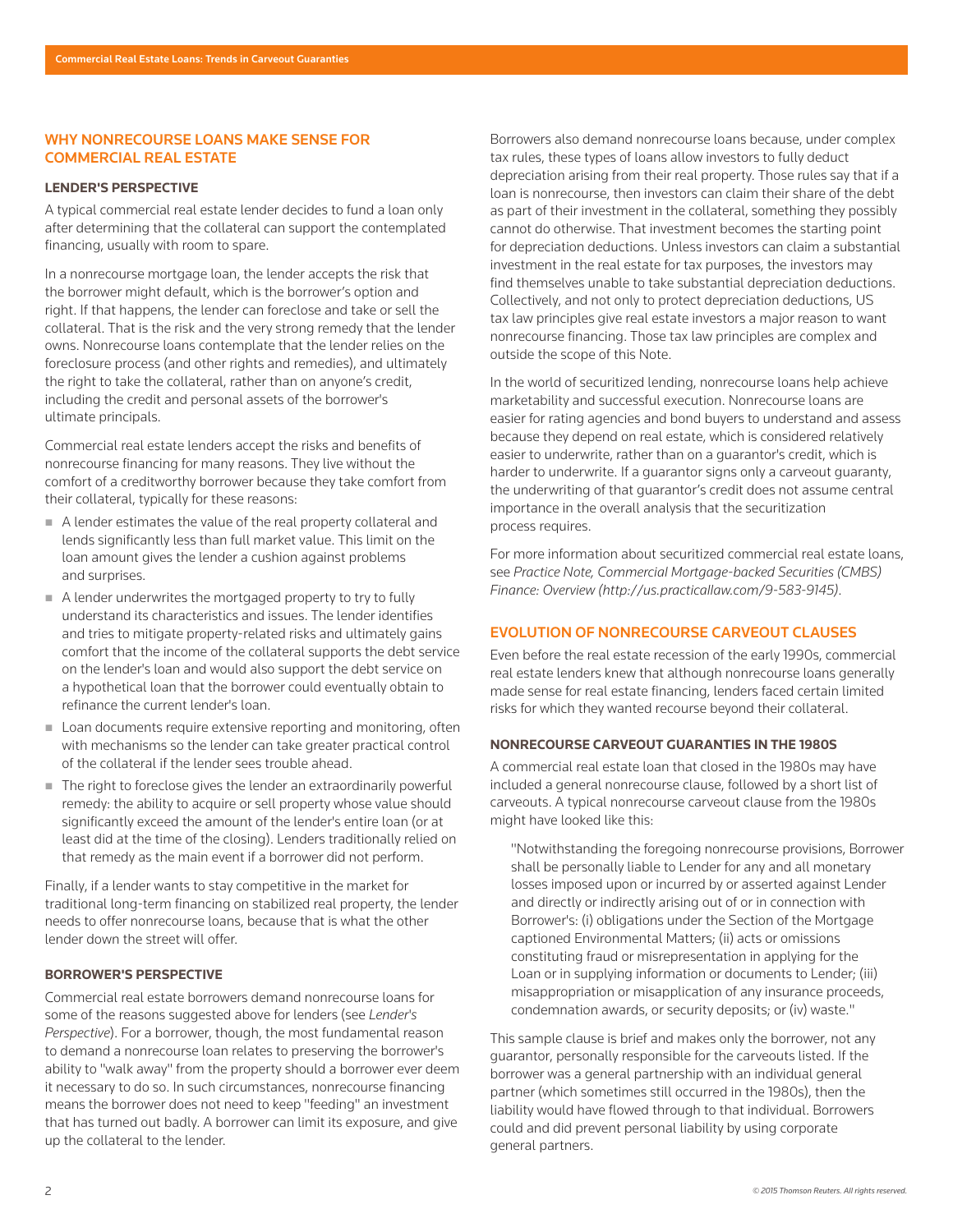## WHY NONRECOURSE LOANS MAKE SENSE FOR COMMERCIAL REAL ESTATE

### LENDER'S PERSPECTIVE

A typical commercial real estate lender decides to fund a loan only after determining that the collateral can support the contemplated financing, usually with room to spare.

In a nonrecourse mortgage loan, the lender accepts the risk that the borrower might default, which is the borrower's option and right. If that happens, the lender can foreclose and take or sell the collateral. That is the risk and the very strong remedy that the lender owns. Nonrecourse loans contemplate that the lender relies on the foreclosure process (and other rights and remedies), and ultimately the right to take the collateral, rather than on anyone's credit, including the credit and personal assets of the borrower's ultimate principals.

Commercial real estate lenders accept the risks and benefits of nonrecourse financing for many reasons. They live without the comfort of a creditworthy borrower because they take comfort from their collateral, typically for these reasons:

- A lender estimates the value of the real property collateral and lends significantly less than full market value. This limit on the loan amount gives the lender a cushion against problems and surprises.
- A lender underwrites the mortgaged property to try to fully understand its characteristics and issues. The lender identifies and tries to mitigate property-related risks and ultimately gains comfort that the income of the collateral supports the debt service on the lender's loan and would also support the debt service on a hypothetical loan that the borrower could eventually obtain to refinance the current lender's loan.
- Loan documents require extensive reporting and monitoring, often with mechanisms so the lender can take greater practical control of the collateral if the lender sees trouble ahead.
- The right to foreclose gives the lender an extraordinarily powerful remedy: the ability to acquire or sell property whose value should significantly exceed the amount of the lender's entire loan (or at least did at the time of the closing). Lenders traditionally relied on that remedy as the main event if a borrower did not perform.

Finally, if a lender wants to stay competitive in the market for traditional long-term financing on stabilized real property, the lender needs to offer nonrecourse loans, because that is what the other lender down the street will offer.

### BORROWER'S PERSPECTIVE

Commercial real estate borrowers demand nonrecourse loans for some of the reasons suggested above for lenders (see *Lender's Perspective*). For a borrower, though, the most fundamental reason to demand a nonrecourse loan relates to preserving the borrower's ability to "walk away" from the property should a borrower ever deem it necessary to do so. In such circumstances, nonrecourse financing means the borrower does not need to keep "feeding" an investment that has turned out badly. A borrower can limit its exposure, and give up the collateral to the lender.

Borrowers also demand nonrecourse loans because, under complex tax rules, these types of loans allow investors to fully deduct depreciation arising from their real property. Those rules say that if a loan is nonrecourse, then investors can claim their share of the debt as part of their investment in the collateral, something they possibly cannot do otherwise. That investment becomes the starting point for depreciation deductions. Unless investors can claim a substantial investment in the real estate for tax purposes, the investors may find themselves unable to take substantial depreciation deductions. Collectively, and not only to protect depreciation deductions, US tax law principles give real estate investors a major reason to want nonrecourse financing. Those tax law principles are complex and outside the scope of this Note.

In the world of securitized lending, nonrecourse loans help achieve marketability and successful execution. Nonrecourse loans are easier for rating agencies and bond buyers to understand and assess because they depend on real estate, which is considered relatively easier to underwrite, rather than on a guarantor's credit, which is harder to underwrite. If a guarantor signs only a carveout guaranty, the underwriting of that guarantor's credit does not assume central importance in the overall analysis that the securitization process requires.

For more information about securitized commercial real estate loans, see *Practice Note, Commercial Mortgage-backed Securities (CMBS) Finance: Overview (http://us.practicallaw.com/9-583-9145)*.

## EVOLUTION OF NONRECOURSE CARVEOUT CLAUSES

Even before the real estate recession of the early 1990s, commercial real estate lenders knew that although nonrecourse loans generally made sense for real estate financing, lenders faced certain limited risks for which they wanted recourse beyond their collateral.

### NONRECOURSE CARVEOUT GUARANTIES IN THE 1980S

A commercial real estate loan that closed in the 1980s may have included a general nonrecourse clause, followed by a short list of carveouts. A typical nonrecourse carveout clause from the 1980s might have looked like this:

> "Notwithstanding the foregoing nonrecourse provisions, Borrower shall be personally liable to Lender for any and all monetary losses imposed upon or incurred by or asserted against Lender and directly or indirectly arising out of or in connection with Borrower's: (i) obligations under the Section of the Mortgage captioned Environmental Matters; (ii) acts or omissions constituting fraud or misrepresentation in applying for the Loan or in supplying information or documents to Lender; (iii) misappropriation or misapplication of any insurance proceeds, condemnation awards, or security deposits; or (iv) waste."

This sample clause is brief and makes only the borrower, not any guarantor, personally responsible for the carveouts listed. If the borrower was a general partnership with an individual general partner (which sometimes still occurred in the 1980s), then the liability would have flowed through to that individual. Borrowers could and did prevent personal liability by using corporate general partners.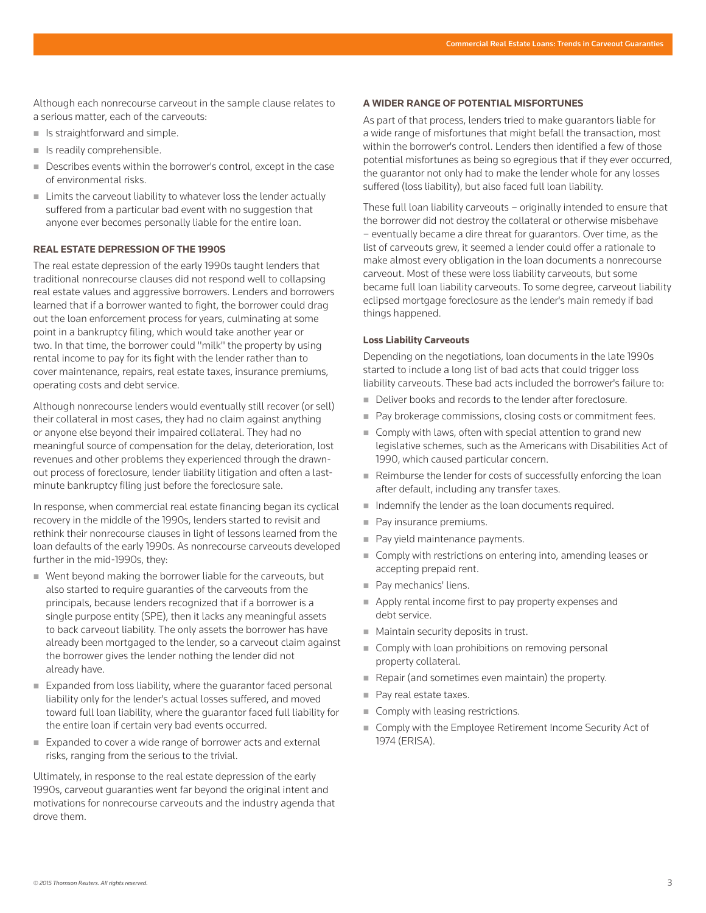Although each nonrecourse carveout in the sample clause relates to a serious matter, each of the carveouts:

- Is straightforward and simple.
- Is readily comprehensible.
- Describes events within the borrower's control, except in the case of environmental risks.
- Limits the carveout liability to whatever loss the lender actually suffered from a particular bad event with no suggestion that anyone ever becomes personally liable for the entire loan.

### REAL ESTATE DEPRESSION OF THE 1990S

The real estate depression of the early 1990s taught lenders that traditional nonrecourse clauses did not respond well to collapsing real estate values and aggressive borrowers. Lenders and borrowers learned that if a borrower wanted to fight, the borrower could drag out the loan enforcement process for years, culminating at some point in a bankruptcy filing, which would take another year or two. In that time, the borrower could "milk" the property by using rental income to pay for its fight with the lender rather than to cover maintenance, repairs, real estate taxes, insurance premiums, operating costs and debt service.

Although nonrecourse lenders would eventually still recover (or sell) their collateral in most cases, they had no claim against anything or anyone else beyond their impaired collateral. They had no meaningful source of compensation for the delay, deterioration, lost revenues and other problems they experienced through the drawn-out process of foreclosure, lender liability litigation and often a last-minute bankruptcy filing just before the foreclosure sale.

In response, when commercial real estate financing began its cyclical recovery in the middle of the 1990s, lenders started to revisit and rethink their nonrecourse clauses in light of lessons learned from the loan defaults of the early 1990s. As nonrecourse carveouts developed further in the mid-1990s, they:

- Went beyond making the borrower liable for the carveouts, but also started to require guaranties of the carveouts from the principals, because lenders recognized that if a borrower is a single purpose entity (SPE), then it lacks any meaningful assets to back carveout liability. The only assets the borrower has have already been mortgaged to the lender, so a carveout claim against the borrower gives the lender nothing the lender did not already have.
- Expanded from loss liability, where the guarantor faced personal liability only for the lender's actual losses suffered, and moved toward full loan liability, where the guarantor faced full liability for the entire loan if certain very bad events occurred.
- Expanded to cover a wide range of borrower acts and external risks, ranging from the serious to the trivial.

Ultimately, in response to the real estate depression of the early 1990s, carveout guaranties went far beyond the original intent and motivations for nonrecourse carveouts and the industry agenda that drove them.

### A WIDER RANGE OF POTENTIAL MISFORTUNES

As part of that process, lenders tried to make guarantors liable for a wide range of misfortunes that might befall the transaction, most within the borrower's control. Lenders then identified a few of those potential misfortunes as being so egregious that if they ever occurred, the guarantor not only had to make the lender whole for any losses suffered (loss liability), but also faced full loan liability.

These full loan liability carveouts – originally intended to ensure that the borrower did not destroy the collateral or otherwise misbehave – eventually became a dire threat for guarantors. Over time, as the list of carveouts grew, it seemed a lender could offer a rationale to make almost every obligation in the loan documents a nonrecourse carveout. Most of these were loss liability carveouts, but some became full loan liability carveouts. To some degree, carveout liability eclipsed mortgage foreclosure as the lender's main remedy if bad things happened.

#### Loss Liability Carveouts

Depending on the negotiations, loan documents in the late 1990s started to include a long list of bad acts that could trigger loss liability carveouts. These bad acts included the borrower's failure to:

- Deliver books and records to the lender after foreclosure.
- Pay brokerage commissions, closing costs or commitment fees.
- Comply with laws, often with special attention to grand new legislative schemes, such as the Americans with Disabilities Act of 1990, which caused particular concern.
- Reimburse the lender for costs of successfully enforcing the loan after default, including any transfer taxes.
- Indemnify the lender as the loan documents required.
- Pay insurance premiums.
- Pay yield maintenance payments.
- Comply with restrictions on entering into, amending leases or accepting prepaid rent.
- Pay mechanics' liens.
- Apply rental income first to pay property expenses and debt service.
- Maintain security deposits in trust.
- Comply with loan prohibitions on removing personal property collateral.
- Repair (and sometimes even maintain) the property.
- Pay real estate taxes.
- Comply with leasing restrictions.
- Comply with the Employee Retirement Income Security Act of 1974 (ERISA).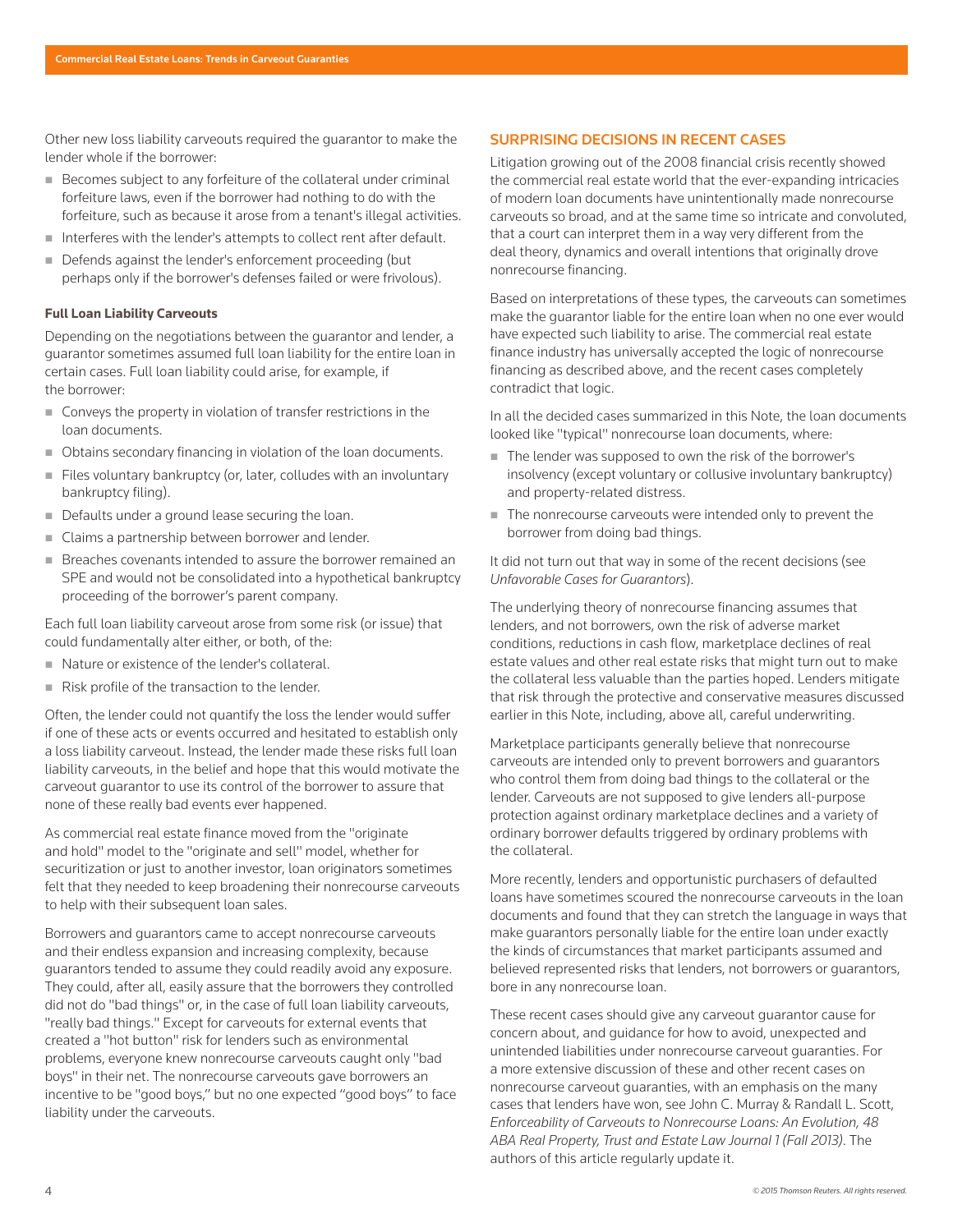Other new loss liability carveouts required the guarantor to make the lender whole if the borrower:

- Becomes subject to any forfeiture of the collateral under criminal forfeiture laws, even if the borrower had nothing to do with the forfeiture, such as because it arose from a tenant's illegal activities.
- Interferes with the lender's attempts to collect rent after default.
- Defends against the lender's enforcement proceeding (but perhaps only if the borrower's defenses failed or were frivolous).

#### Full Loan Liability Carveouts

Depending on the negotiations between the guarantor and lender, a guarantor sometimes assumed full loan liability for the entire loan in certain cases. Full loan liability could arise, for example, if the borrower:

- Conveys the property in violation of transfer restrictions in the loan documents.
- Obtains secondary financing in violation of the loan documents.
- Files voluntary bankruptcy (or, later, colludes with an involuntary bankruptcy filing).
- Defaults under a ground lease securing the loan.
- Claims a partnership between borrower and lender.
- Breaches covenants intended to assure the borrower remained an SPE and would not be consolidated into a hypothetical bankruptcy proceeding of the borrower's parent company.

Each full loan liability carveout arose from some risk (or issue) that could fundamentally alter either, or both, of the:

- Nature or existence of the lender's collateral.
- Risk profile of the transaction to the lender.

Often, the lender could not quantify the loss the lender would suffer if one of these acts or events occurred and hesitated to establish only a loss liability carveout. Instead, the lender made these risks full loan liability carveouts, in the belief and hope that this would motivate the carveout guarantor to use its control of the borrower to assure that none of these really bad events ever happened.

As commercial real estate finance moved from the "originate and hold" model to the "originate and sell" model, whether for securitization or just to another investor, loan originators sometimes felt that they needed to keep broadening their nonrecourse carveouts to help with their subsequent loan sales.

Borrowers and guarantors came to accept nonrecourse carveouts and their endless expansion and increasing complexity, because guarantors tended to assume they could readily avoid any exposure. They could, after all, easily assure that the borrowers they controlled did not do "bad things" or, in the case of full loan liability carveouts, "really bad things." Except for carveouts for external events that created a "hot button" risk for lenders such as environmental problems, everyone knew nonrecourse carveouts caught only "bad boys" in their net. The nonrecourse carveouts gave borrowers an incentive to be "good boys," but no one expected "good boys" to face liability under the carveouts.

## SURPRISING DECISIONS IN RECENT CASES

Litigation growing out of the 2008 financial crisis recently showed the commercial real estate world that the ever-expanding intricacies of modern loan documents have unintentionally made nonrecourse carveouts so broad, and at the same time so intricate and convoluted, that a court can interpret them in a way very different from the deal theory, dynamics and overall intentions that originally drove nonrecourse financing.

Based on interpretations of these types, the carveouts can sometimes make the guarantor liable for the entire loan when no one ever would have expected such liability to arise. The commercial real estate finance industry has universally accepted the logic of nonrecourse financing as described above, and the recent cases completely contradict that logic.

In all the decided cases summarized in this Note, the loan documents looked like "typical" nonrecourse loan documents, where:

- The lender was supposed to own the risk of the borrower's insolvency (except voluntary or collusive involuntary bankruptcy) and property-related distress.
- The nonrecourse carveouts were intended only to prevent the borrower from doing bad things.

It did not turn out that way in some of the recent decisions (see *Unfavorable Cases for Guarantors*).

The underlying theory of nonrecourse financing assumes that lenders, and not borrowers, own the risk of adverse market conditions, reductions in cash flow, marketplace declines of real estate values and other real estate risks that might turn out to make the collateral less valuable than the parties hoped. Lenders mitigate that risk through the protective and conservative measures discussed earlier in this Note, including, above all, careful underwriting.

Marketplace participants generally believe that nonrecourse carveouts are intended only to prevent borrowers and guarantors who control them from doing bad things to the collateral or the lender. Carveouts are not supposed to give lenders all-purpose protection against ordinary marketplace declines and a variety of ordinary borrower defaults triggered by ordinary problems with the collateral.

More recently, lenders and opportunistic purchasers of defaulted loans have sometimes scoured the nonrecourse carveouts in the loan documents and found that they can stretch the language in ways that make guarantors personally liable for the entire loan under exactly the kinds of circumstances that market participants assumed and believed represented risks that lenders, not borrowers or guarantors, bore in any nonrecourse loan.

These recent cases should give any carveout guarantor cause for concern about, and guidance for how to avoid, unexpected and unintended liabilities under nonrecourse carveout guaranties. For a more extensive discussion of these and other recent cases on nonrecourse carveout guaranties, with an emphasis on the many cases that lenders have won, see John C. Murray & Randall L. Scott, *Enforceability of Carveouts to Nonrecourse Loans: An Evolution, 48 ABA Real Property, Trust and Estate Law Journal 1 (Fall 2013)*. The authors of this article regularly update it.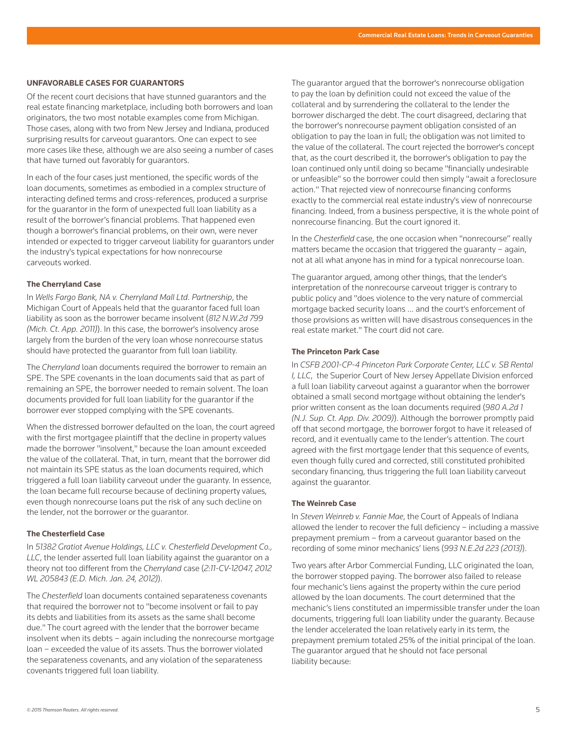## UNFAVORABLE CASES FOR GUARANTORS

Of the recent court decisions that have stunned guarantors and the real estate financing marketplace, including both borrowers and loan originators, the two most notable examples come from Michigan. Those cases, along with two from New Jersey and Indiana, produced surprising results for carveout guarantors. One can expect to see more cases like these, although we are also seeing a number of cases that have turned out favorably for guarantors.

In each of the four cases just mentioned, the specific words of the loan documents, sometimes as embodied in a complex structure of interacting defined terms and cross-references, produced a surprise for the guarantor in the form of unexpected full loan liability as a result of the borrower's financial problems. That happened even though a borrower's financial problems, on their own, were never intended or expected to trigger carveout liability for guarantors under the industry's typical expectations for how nonrecourse carveouts worked.

### The Cherryland Case

In *Wells Fargo Bank, NA v. Cherryland Mall Ltd. Partnership*, the Michigan Court of Appeals held that the guarantor faced full loan liability as soon as the borrower became insolvent (*812 N.W.2d 799 (Mich. Ct. App. 2011)*). In this case, the borrower's insolvency arose largely from the burden of the very loan whose nonrecourse status should have protected the guarantor from full loan liability.

The *Cherryland* loan documents required the borrower to remain an SPE. The SPE covenants in the loan documents said that as part of remaining an SPE, the borrower needed to remain solvent. The loan documents provided for full loan liability for the guarantor if the borrower ever stopped complying with the SPE covenants.

When the distressed borrower defaulted on the loan, the court agreed with the first mortgagee plaintiff that the decline in property values made the borrower "insolvent," because the loan amount exceeded the value of the collateral. That, in turn, meant that the borrower did not maintain its SPE status as the loan documents required, which triggered a full loan liability carveout under the guaranty. In essence, the loan became full recourse because of declining property values, even though nonrecourse loans put the risk of any such decline on the lender, not the borrower or the guarantor.

### The Chesterfield Case

In *51382 Gratiot Avenue Holdings, LLC v. Chesterfield Development Co., LLC*, the lender asserted full loan liability against the guarantor on a theory not too different from the *Cherryland* case (*2:11-CV-12047, 2012 WL 205843 (E.D. Mich. Jan. 24, 2012)*).

The *Chesterfield* loan documents contained separateness covenants that required the borrower not to "become insolvent or fail to pay its debts and liabilities from its assets as the same shall become due." The court agreed with the lender that the borrower became insolvent when its debts – again including the nonrecourse mortgage loan – exceeded the value of its assets. Thus the borrower violated the separateness covenants, and any violation of the separateness covenants triggered full loan liability.

The guarantor argued that the borrower's nonrecourse obligation to pay the loan by definition could not exceed the value of the collateral and by surrendering the collateral to the lender the borrower discharged the debt. The court disagreed, declaring that the borrower's nonrecourse payment obligation consisted of an obligation to pay the loan in full; the obligation was not limited to the value of the collateral. The court rejected the borrower's concept that, as the court described it, the borrower's obligation to pay the loan continued only until doing so became "financially undesirable or unfeasible" so the borrower could then simply "await a foreclosure action." That rejected view of nonrecourse financing conforms exactly to the commercial real estate industry's view of nonrecourse financing. Indeed, from a business perspective, it is the whole point of nonrecourse financing. But the court ignored it.

In the *Chesterfield* case, the one occasion when "nonrecourse" really matters became the occasion that triggered the guaranty – again, not at all what anyone has in mind for a typical nonrecourse loan.

The guarantor argued, among other things, that the lender's interpretation of the nonrecourse carveout trigger is contrary to public policy and "does violence to the very nature of commercial mortgage backed security loans ... and the court's enforcement of those provisions as written will have disastrous consequences in the real estate market." The court did not care.

### The Princeton Park Case

In *CSFB 2001-CP-4 Princeton Park Corporate Center, LLC v. SB Rental I, LLC*, the Superior Court of New Jersey Appellate Division enforced a full loan liability carveout against a guarantor when the borrower obtained a small second mortgage without obtaining the lender's prior written consent as the loan documents required (*980 A.2d 1 (N.J. Sup. Ct. App. Div. 2009)*). Although the borrower promptly paid off that second mortgage, the borrower forgot to have it released of record, and it eventually came to the lender's attention. The court agreed with the first mortgage lender that this sequence of events, even though fully cured and corrected, still constituted prohibited secondary financing, thus triggering the full loan liability carveout against the guarantor.

### The Weinreb Case

In *Steven Weinreb v. Fannie Mae*, the Court of Appeals of Indiana allowed the lender to recover the full deficiency – including a massive prepayment premium – from a carveout guarantor based on the recording of some minor mechanics' liens (*993 N.E.2d 223 (2013)*).

Two years after Arbor Commercial Funding, LLC originated the loan, the borrower stopped paying. The borrower also failed to release four mechanic's liens against the property within the cure period allowed by the loan documents. The court determined that the mechanic's liens constituted an impermissible transfer under the loan documents, triggering full loan liability under the guaranty. Because the lender accelerated the loan relatively early in its term, the prepayment premium totaled 25% of the initial principal of the loan. The guarantor argued that he should not face personal liability because: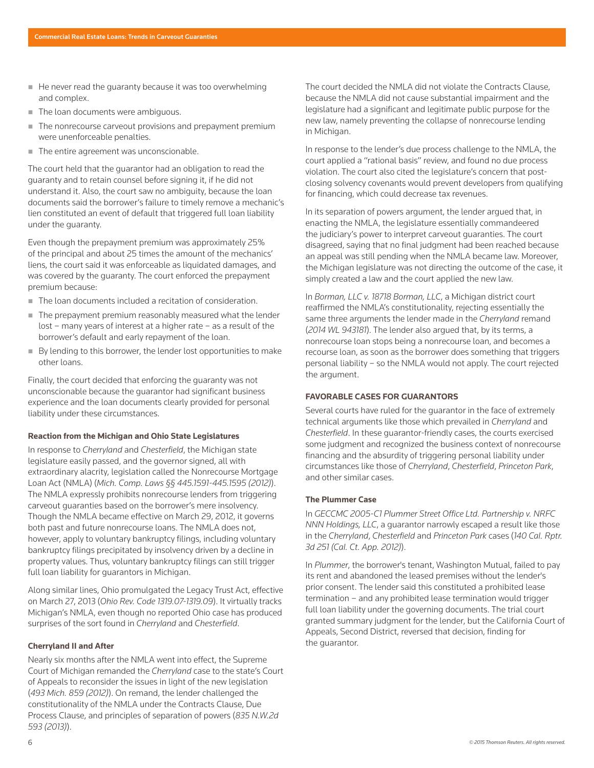- He never read the guaranty because it was too overwhelming and complex.
- The loan documents were ambiguous.
- The nonrecourse carveout provisions and prepayment premium were unenforceable penalties.
- The entire agreement was unconscionable.

The court held that the guarantor had an obligation to read the guaranty and to retain counsel before signing it, if he did not understand it. Also, the court saw no ambiguity, because the loan documents said the borrower's failure to timely remove a mechanic's lien constituted an event of default that triggered full loan liability under the guaranty.

Even though the prepayment premium was approximately 25% of the principal and about 25 times the amount of the mechanics' liens, the court said it was enforceable as liquidated damages, and was covered by the guaranty. The court enforced the prepayment premium because:

- The loan documents included a recitation of consideration.
- The prepayment premium reasonably measured what the lender lost – many years of interest at a higher rate – as a result of the borrower's default and early repayment of the loan.
- By lending to this borrower, the lender lost opportunities to make other loans.

Finally, the court decided that enforcing the guaranty was not unconscionable because the guarantor had significant business experience and the loan documents clearly provided for personal liability under these circumstances.

#### Reaction from the Michigan and Ohio State Legislatures

In response to *Cherryland* and *Chesterfield*, the Michigan state legislature easily passed, and the governor signed, all with extraordinary alacrity, legislation called the Nonrecourse Mortgage Loan Act (NMLA) (*Mich. Comp. Laws §§ 445.1591-445.1595 (2012)*). The NMLA expressly prohibits nonrecourse lenders from triggering carveout guaranties based on the borrower's mere insolvency. Though the NMLA became effective on March 29, 2012, it governs both past and future nonrecourse loans. The NMLA does not, however, apply to voluntary bankruptcy filings, including voluntary bankruptcy filings precipitated by insolvency driven by a decline in property values. Thus, voluntary bankruptcy filings can still trigger full loan liability for guarantors in Michigan.

Along similar lines, Ohio promulgated the Legacy Trust Act, effective on March 27, 2013 (*Ohio Rev. Code 1319.07-1319.09*). It virtually tracks Michigan's NMLA, even though no reported Ohio case has produced surprises of the sort found in *Cherryland* and *Chesterfield*.

#### Cherryland II and After

Nearly six months after the NMLA went into effect, the Supreme Court of Michigan remanded the *Cherryland* case to the state's Court of Appeals to reconsider the issues in light of the new legislation (*493 Mich. 859 (2012)*). On remand, the lender challenged the constitutionality of the NMLA under the Contracts Clause, Due Process Clause, and principles of separation of powers (*835 N.W.2d 593 (2013)*).

The court decided the NMLA did not violate the Contracts Clause, because the NMLA did not cause substantial impairment and the legislature had a significant and legitimate public purpose for the new law, namely preventing the collapse of nonrecourse lending in Michigan.

In response to the lender's due process challenge to the NMLA, the court applied a "rational basis" review, and found no due process violation. The court also cited the legislature's concern that post-closing solvency covenants would prevent developers from qualifying for financing, which could decrease tax revenues.

In its separation of powers argument, the lender argued that, in enacting the NMLA, the legislature essentially commandeered the judiciary's power to interpret carveout guaranties. The court disagreed, saying that no final judgment had been reached because an appeal was still pending when the NMLA became law. Moreover, the Michigan legislature was not directing the outcome of the case, it simply created a law and the court applied the new law.

In *Borman, LLC v. 18718 Borman, LLC*, a Michigan district court reaffirmed the NMLA's constitutionality, rejecting essentially the same three arguments the lender made in the *Cherryland* remand (*2014 WL 943181*). The lender also argued that, by its terms, a nonrecourse loan stops being a nonrecourse loan, and becomes a recourse loan, as soon as the borrower does something that triggers personal liability – so the NMLA would not apply. The court rejected the argument.

### FAVORABLE CASES FOR GUARANTORS

Several courts have ruled for the guarantor in the face of extremely technical arguments like those which prevailed in *Cherryland* and *Chesterfield*. In these guarantor-friendly cases, the courts exercised some judgment and recognized the business context of nonrecourse financing and the absurdity of triggering personal liability under circumstances like those of *Cherryland*, *Chesterfield*, *Princeton Park*, and other similar cases.

#### The Plummer Case

In *GECCMC 2005-C1 Plummer Street Office Ltd. Partnership v. NRFC NNN Holdings, LLC*, a guarantor narrowly escaped a result like those in the *Cherryland*, *Chesterfield* and *Princeton Park* cases (*140 Cal. Rptr. 3d 251 (Cal. Ct. App. 2012)*).

In *Plummer*, the borrower's tenant, Washington Mutual, failed to pay its rent and abandoned the leased premises without the lender's prior consent. The lender said this constituted a prohibited lease termination – and any prohibited lease termination would trigger full loan liability under the governing documents. The trial court granted summary judgment for the lender, but the California Court of Appeals, Second District, reversed that decision, finding for the guarantor.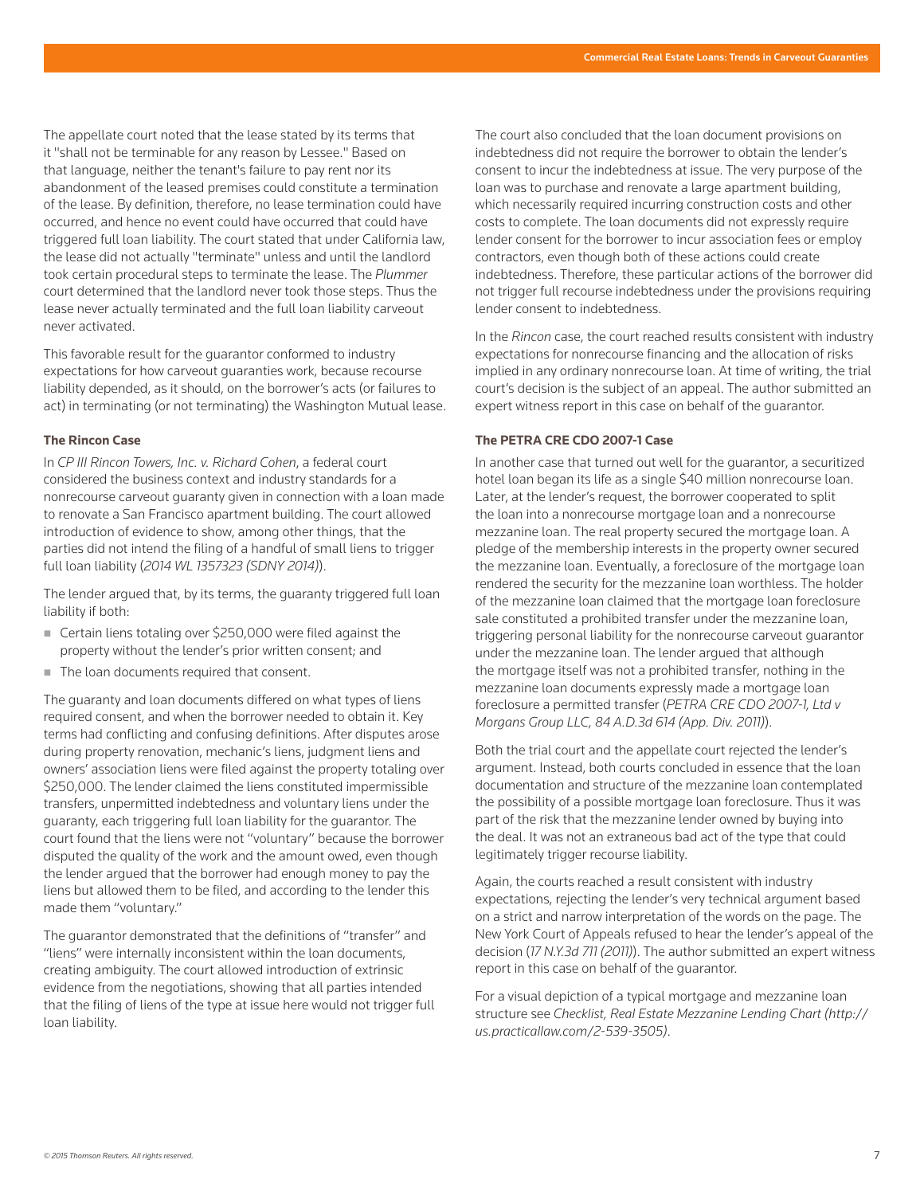The appellate court noted that the lease stated by its terms that it "shall not be terminable for any reason by Lessee." Based on that language, neither the tenant's failure to pay rent nor its abandonment of the leased premises could constitute a termination of the lease. By definition, therefore, no lease termination could have occurred, and hence no event could have occurred that could have triggered full loan liability. The court stated that under California law, the lease did not actually "terminate" unless and until the landlord took certain procedural steps to terminate the lease. The *Plummer* court determined that the landlord never took those steps. Thus the lease never actually terminated and the full loan liability carveout never activated.

This favorable result for the guarantor conformed to industry expectations for how carveout guaranties work, because recourse liability depended, as it should, on the borrower's acts (or failures to act) in terminating (or not terminating) the Washington Mutual lease.

**The Rincon Case**

In *CP III Rincon Towers, Inc. v. Richard Cohen*, a federal court considered the business context and industry standards for a nonrecourse carveout guaranty given in connection with a loan made to renovate a San Francisco apartment building. The court allowed introduction of evidence to show, among other things, that the parties did not intend the filing of a handful of small liens to trigger full loan liability (*2014 WL 1357323 (SDNY 2014)*).

The lender argued that, by its terms, the guaranty triggered full loan liability if both:

- Certain liens totaling over $250,000 were filed against the property without the lender's prior written consent; and
- The loan documents required that consent.

The guaranty and loan documents differed on what types of liens required consent, and when the borrower needed to obtain it. Key terms had conflicting and confusing definitions. After disputes arose during property renovation, mechanic's liens, judgment liens and owners' association liens were filed against the property totaling over $250,000. The lender claimed the liens constituted impermissible transfers, unpermitted indebtedness and voluntary liens under the guaranty, each triggering full loan liability for the guarantor. The court found that the liens were not "voluntary" because the borrower disputed the quality of the work and the amount owed, even though the lender argued that the borrower had enough money to pay the liens but allowed them to be filed, and according to the lender this made them "voluntary."

The guarantor demonstrated that the definitions of "transfer" and "liens" were internally inconsistent within the loan documents, creating ambiguity. The court allowed introduction of extrinsic evidence from the negotiations, showing that all parties intended that the filing of liens of the type at issue here would not trigger full loan liability.

The court also concluded that the loan document provisions on indebtedness did not require the borrower to obtain the lender's consent to incur the indebtedness at issue. The very purpose of the loan was to purchase and renovate a large apartment building, which necessarily required incurring construction costs and other costs to complete. The loan documents did not expressly require lender consent for the borrower to incur association fees or employ contractors, even though both of these actions could create indebtedness. Therefore, these particular actions of the borrower did not trigger full recourse indebtedness under the provisions requiring lender consent to indebtedness.

In the *Rincon* case, the court reached results consistent with industry expectations for nonrecourse financing and the allocation of risks implied in any ordinary nonrecourse loan. At time of writing, the trial court's decision is the subject of an appeal. The author submitted an expert witness report in this case on behalf of the guarantor.

**The PETRA CRE CDO 2007-1 Case**

In another case that turned out well for the guarantor, a securitized hotel loan began its life as a single $40 million nonrecourse loan. Later, at the lender's request, the borrower cooperated to split the loan into a nonrecourse mortgage loan and a nonrecourse mezzanine loan. The real property secured the mortgage loan. A pledge of the membership interests in the property owner secured the mezzanine loan. Eventually, a foreclosure of the mortgage loan rendered the security for the mezzanine loan worthless. The holder of the mezzanine loan claimed that the mortgage loan foreclosure sale constituted a prohibited transfer under the mezzanine loan, triggering personal liability for the nonrecourse carveout guarantor under the mezzanine loan. The lender argued that although the mortgage itself was not a prohibited transfer, nothing in the mezzanine loan documents expressly made a mortgage loan foreclosure a permitted transfer (*PETRA CRE CDO 2007-1, Ltd v Morgans Group LLC, 84 A.D.3d 614 (App. Div. 2011)*).

Both the trial court and the appellate court rejected the lender's argument. Instead, both courts concluded in essence that the loan documentation and structure of the mezzanine loan contemplated the possibility of a possible mortgage loan foreclosure. Thus it was part of the risk that the mezzanine lender owned by buying into the deal. It was not an extraneous bad act of the type that could legitimately trigger recourse liability.

Again, the courts reached a result consistent with industry expectations, rejecting the lender's very technical argument based on a strict and narrow interpretation of the words on the page. The New York Court of Appeals refused to hear the lender's appeal of the decision (*17 N.Y.3d 711 (2011)*). The author submitted an expert witness report in this case on behalf of the guarantor.

For a visual depiction of a typical mortgage and mezzanine loan structure see *Checklist, Real Estate Mezzanine Lending Chart (http://us.practicallaw.com/2-539-3505)*.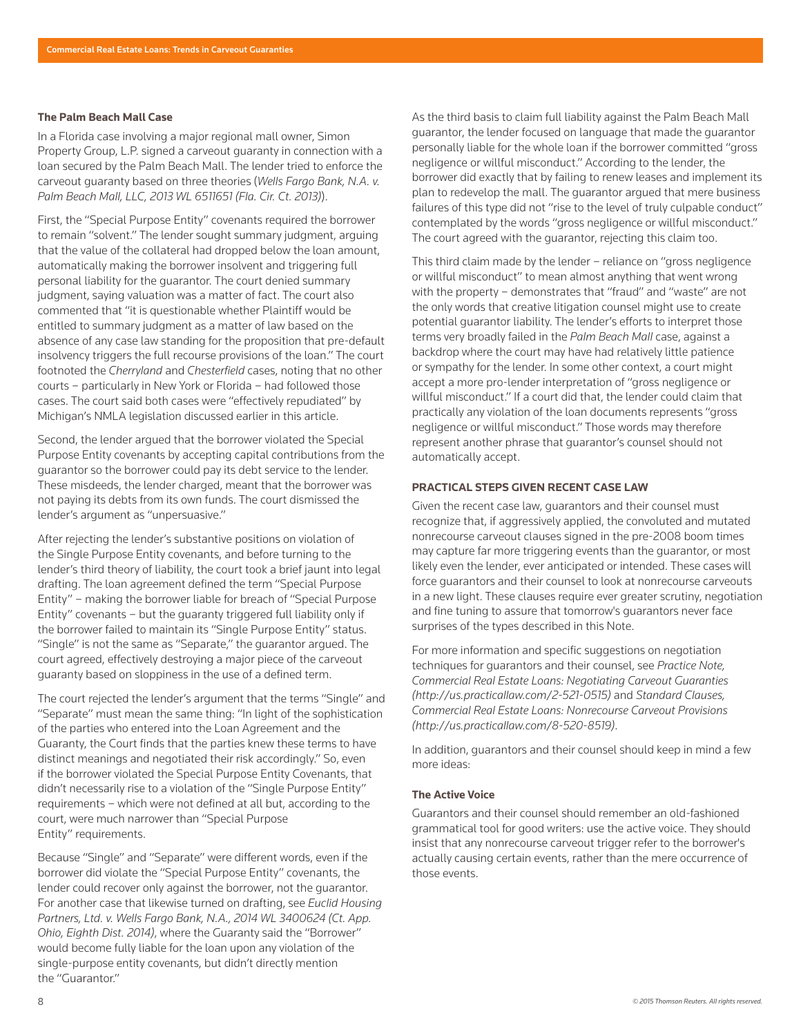### The Palm Beach Mall Case

In a Florida case involving a major regional mall owner, Simon Property Group, L.P. signed a carveout guaranty in connection with a loan secured by the Palm Beach Mall. The lender tried to enforce the carveout guaranty based on three theories (*Wells Fargo Bank, N.A. v. Palm Beach Mall, LLC, 2013 WL 6511651 (Fla. Cir. Ct. 2013)*).

First, the "Special Purpose Entity" covenants required the borrower to remain "solvent." The lender sought summary judgment, arguing that the value of the collateral had dropped below the loan amount, automatically making the borrower insolvent and triggering full personal liability for the guarantor. The court denied summary judgment, saying valuation was a matter of fact. The court also commented that "it is questionable whether Plaintiff would be entitled to summary judgment as a matter of law based on the absence of any case law standing for the proposition that pre-default insolvency triggers the full recourse provisions of the loan." The court footnoted the *Cherryland* and *Chesterfield* cases, noting that no other courts – particularly in New York or Florida – had followed those cases. The court said both cases were "effectively repudiated" by Michigan's NMLA legislation discussed earlier in this article.

Second, the lender argued that the borrower violated the Special Purpose Entity covenants by accepting capital contributions from the guarantor so the borrower could pay its debt service to the lender. These misdeeds, the lender charged, meant that the borrower was not paying its debts from its own funds. The court dismissed the lender's argument as "unpersuasive."

After rejecting the lender's substantive positions on violation of the Single Purpose Entity covenants, and before turning to the lender's third theory of liability, the court took a brief jaunt into legal drafting. The loan agreement defined the term "Special Purpose Entity" – making the borrower liable for breach of "Special Purpose Entity" covenants – but the guaranty triggered full liability only if the borrower failed to maintain its "Single Purpose Entity" status. "Single" is not the same as "Separate," the guarantor argued. The court agreed, effectively destroying a major piece of the carveout guaranty based on sloppiness in the use of a defined term.

The court rejected the lender's argument that the terms "Single" and "Separate" must mean the same thing: "In light of the sophistication of the parties who entered into the Loan Agreement and the Guaranty, the Court finds that the parties knew these terms to have distinct meanings and negotiated their risk accordingly." So, even if the borrower violated the Special Purpose Entity Covenants, that didn't necessarily rise to a violation of the "Single Purpose Entity" requirements – which were not defined at all but, according to the court, were much narrower than "Special Purpose Entity" requirements.

Because "Single" and "Separate" were different words, even if the borrower did violate the "Special Purpose Entity" covenants, the lender could recover only against the borrower, not the guarantor. For another case that likewise turned on drafting, see *Euclid Housing Partners, Ltd. v. Wells Fargo Bank, N.A., 2014 WL 3400624 (Ct. App. Ohio, Eighth Dist. 2014)*, where the Guaranty said the "Borrower" would become fully liable for the loan upon any violation of the single-purpose entity covenants, but didn't directly mention the "Guarantor."

As the third basis to claim full liability against the Palm Beach Mall guarantor, the lender focused on language that made the guarantor personally liable for the whole loan if the borrower committed "gross negligence or willful misconduct." According to the lender, the borrower did exactly that by failing to renew leases and implement its plan to redevelop the mall. The guarantor argued that mere business failures of this type did not "rise to the level of truly culpable conduct" contemplated by the words "gross negligence or willful misconduct." The court agreed with the guarantor, rejecting this claim too.

This third claim made by the lender – reliance on "gross negligence or willful misconduct" to mean almost anything that went wrong with the property – demonstrates that "fraud" and "waste" are not the only words that creative litigation counsel might use to create potential guarantor liability. The lender's efforts to interpret those terms very broadly failed in the *Palm Beach Mall* case, against a backdrop where the court may have had relatively little patience or sympathy for the lender. In some other context, a court might accept a more pro-lender interpretation of "gross negligence or willful misconduct." If a court did that, the lender could claim that practically any violation of the loan documents represents "gross negligence or willful misconduct." Those words may therefore represent another phrase that guarantor's counsel should not automatically accept.

## PRACTICAL STEPS GIVEN RECENT CASE LAW

Given the recent case law, guarantors and their counsel must recognize that, if aggressively applied, the convoluted and mutated nonrecourse carveout clauses signed in the pre-2008 boom times may capture far more triggering events than the guarantor, or most likely even the lender, ever anticipated or intended. These cases will force guarantors and their counsel to look at nonrecourse carveouts in a new light. These clauses require ever greater scrutiny, negotiation and fine tuning to assure that tomorrow's guarantors never face surprises of the types described in this Note.

For more information and specific suggestions on negotiation techniques for guarantors and their counsel, see *Practice Note, Commercial Real Estate Loans: Negotiating Carveout Guaranties (http://us.practicallaw.com/2-521-0515)* and *Standard Clauses, Commercial Real Estate Loans: Nonrecourse Carveout Provisions (http://us.practicallaw.com/8-520-8519)*.

In addition, guarantors and their counsel should keep in mind a few more ideas:

### The Active Voice

Guarantors and their counsel should remember an old-fashioned grammatical tool for good writers: use the active voice. They should insist that any nonrecourse carveout trigger refer to the borrower's actually causing certain events, rather than the mere occurrence of those events.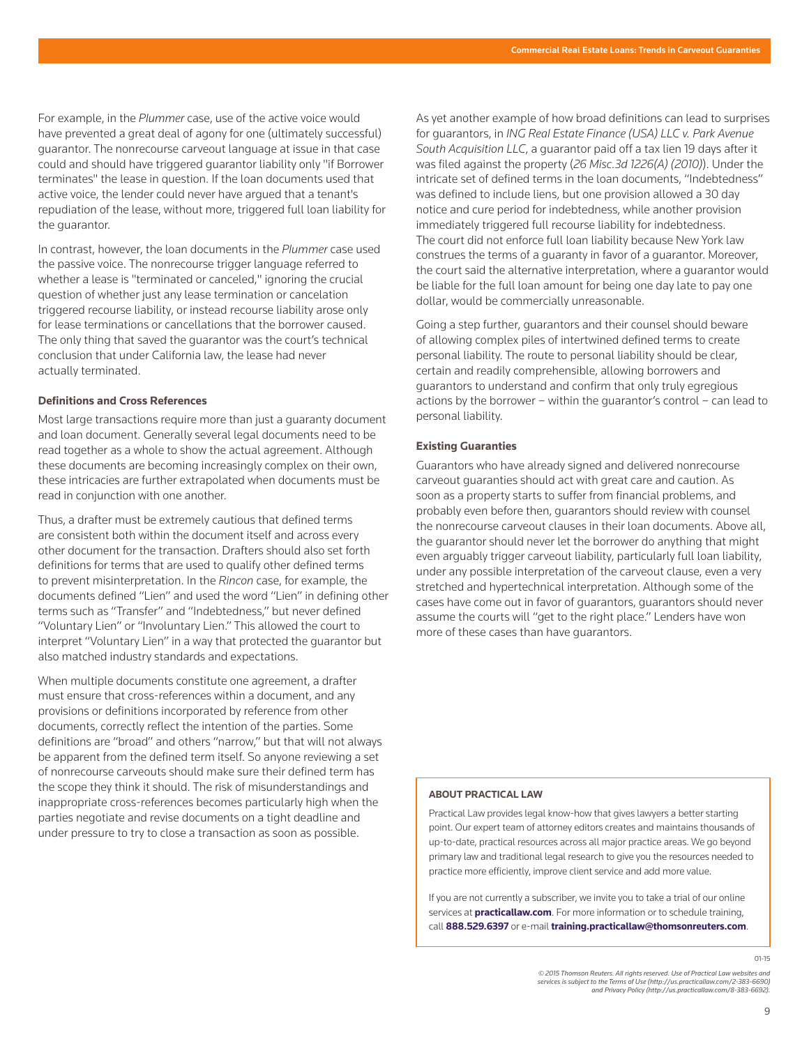For example, in the *Plummer* case, use of the active voice would have prevented a great deal of agony for one (ultimately successful) guarantor. The nonrecourse carveout language at issue in that case could and should have triggered guarantor liability only "if Borrower terminates" the lease in question. If the loan documents used that active voice, the lender could never have argued that a tenant's repudiation of the lease, without more, triggered full loan liability for the guarantor.

In contrast, however, the loan documents in the *Plummer* case used the passive voice. The nonrecourse trigger language referred to whether a lease is "terminated or canceled," ignoring the crucial question of whether just any lease termination or cancelation triggered recourse liability, or instead recourse liability arose only for lease terminations or cancellations that the borrower caused. The only thing that saved the guarantor was the court's technical conclusion that under California law, the lease had never actually terminated.

#### Definitions and Cross References

Most large transactions require more than just a guaranty document and loan document. Generally several legal documents need to be read together as a whole to show the actual agreement. Although these documents are becoming increasingly complex on their own, these intricacies are further extrapolated when documents must be read in conjunction with one another.

Thus, a drafter must be extremely cautious that defined terms are consistent both within the document itself and across every other document for the transaction. Drafters should also set forth definitions for terms that are used to qualify other defined terms to prevent misinterpretation. In the *Rincon* case, for example, the documents defined "Lien" and used the word "Lien" in defining other terms such as "Transfer" and "Indebtedness," but never defined "Voluntary Lien" or "Involuntary Lien." This allowed the court to interpret "Voluntary Lien" in a way that protected the guarantor but also matched industry standards and expectations.

When multiple documents constitute one agreement, a drafter must ensure that cross-references within a document, and any provisions or definitions incorporated by reference from other documents, correctly reflect the intention of the parties. Some definitions are "broad" and others "narrow," but that will not always be apparent from the defined term itself. So anyone reviewing a set of nonrecourse carveouts should make sure their defined term has the scope they think it should. The risk of misunderstandings and inappropriate cross-references becomes particularly high when the parties negotiate and revise documents on a tight deadline and under pressure to try to close a transaction as soon as possible.

As yet another example of how broad definitions can lead to surprises for guarantors, in *ING Real Estate Finance (USA) LLC v. Park Avenue South Acquisition LLC*, a guarantor paid off a tax lien 19 days after it was filed against the property (*26 Misc.3d 1226(A) (2010)*). Under the intricate set of defined terms in the loan documents, "Indebtedness" was defined to include liens, but one provision allowed a 30 day notice and cure period for indebtedness, while another provision immediately triggered full recourse liability for indebtedness. The court did not enforce full loan liability because New York law construes the terms of a guaranty in favor of a guarantor. Moreover, the court said the alternative interpretation, where a guarantor would be liable for the full loan amount for being one day late to pay one dollar, would be commercially unreasonable.

Going a step further, guarantors and their counsel should beware of allowing complex piles of intertwined defined terms to create personal liability. The route to personal liability should be clear, certain and readily comprehensible, allowing borrowers and guarantors to understand and confirm that only truly egregious actions by the borrower – within the guarantor's control – can lead to personal liability.

#### Existing Guaranties

Guarantors who have already signed and delivered nonrecourse carveout guaranties should act with great care and caution. As soon as a property starts to suffer from financial problems, and probably even before then, guarantors should review with counsel the nonrecourse carveout clauses in their loan documents. Above all, the guarantor should never let the borrower do anything that might even arguably trigger carveout liability, particularly full loan liability, under any possible interpretation of the carveout clause, even a very stretched and hypertechnical interpretation. Although some of the cases have come out in favor of guarantors, guarantors should never assume the courts will "get to the right place." Lenders have won more of these cases than have guarantors.

#### ABOUT PRACTICAL LAW

Practical Law provides legal know-how that gives lawyers a better starting point. Our expert team of attorney editors creates and maintains thousands of up-to-date, practical resources across all major practice areas. We go beyond primary law and traditional legal research to give you the resources needed to practice more efficiently, improve client service and add more value.

If you are not currently a subscriber, we invite you to take a trial of our online services at **practicallaw.com**. For more information or to schedule training, call **888.529.6397** or e-mail **training.practicallaw@thomsonreuters.com**.

01-15

*© 2015 Thomson Reuters. All rights reserved. Use of Practical Law websites and services is subject to the Terms of Use (http://us.practicallaw.com/2-383-6690) and Privacy Policy (http://us.practicallaw.com/8-383-6692).*